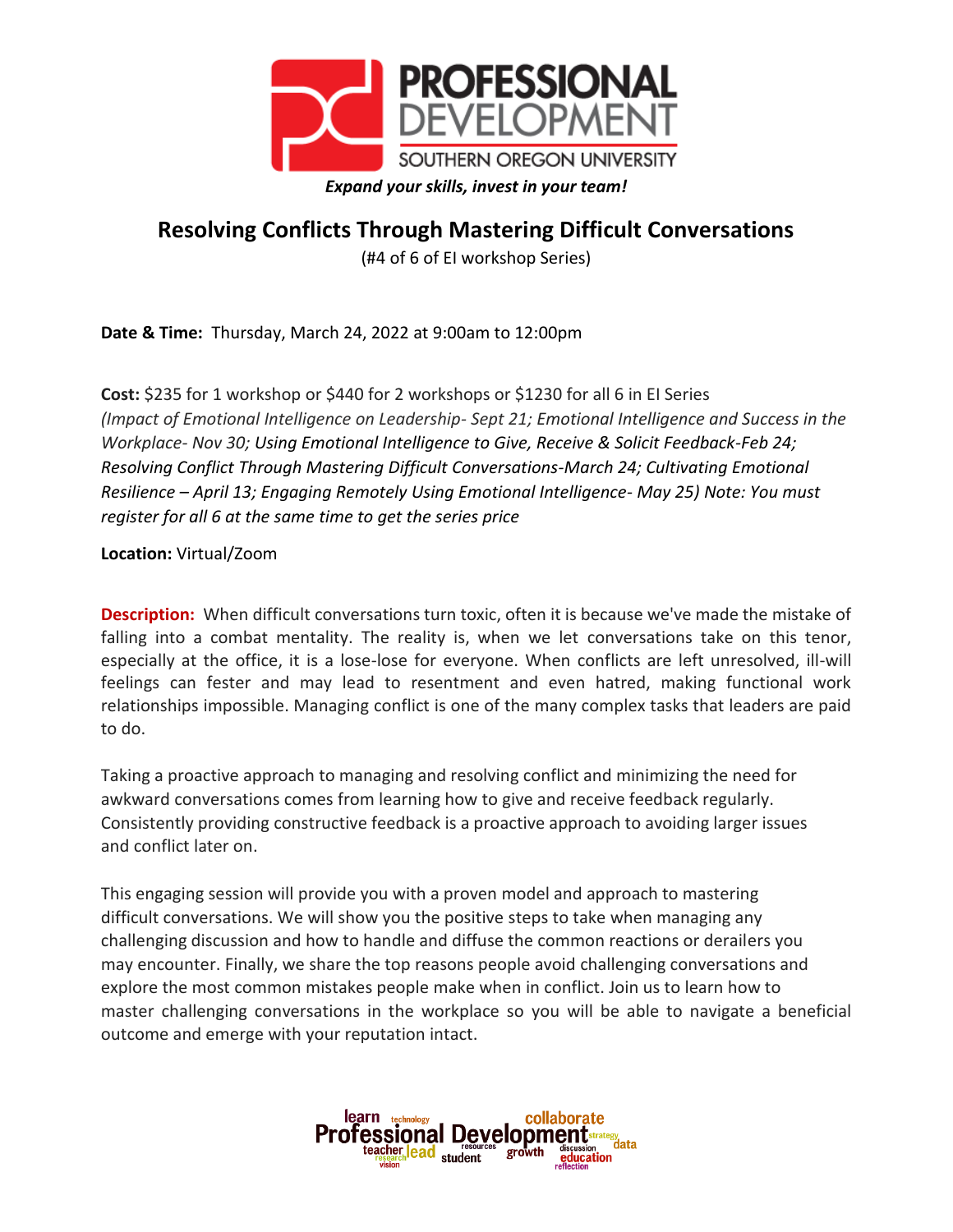# PROFESSIONAL DEVELOPMENT

SOUTHERN OREGON UNIVERSITY

***Expand your skills, invest in your team!***

## Resolving Conflicts Through Mastering Difficult Conversations

(#4 of 6 of EI workshop Series)

**Date & Time:** Thursday, March 24, 2022 at 9:00am to 12:00pm

**Cost:** $235 for 1 workshop or $440 for 2 workshops or $1230 for all 6 in EI Series *(Impact of Emotional Intelligence on Leadership- Sept 21; Emotional Intelligence and Success in the Workplace- Nov 30; Using Emotional Intelligence to Give, Receive & Solicit Feedback-Feb 24; Resolving Conflict Through Mastering Difficult Conversations-March 24; Cultivating Emotional Resilience – April 13; Engaging Remotely Using Emotional Intelligence- May 25) Note: You must register for all 6 at the same time to get the series price*

**Location:** Virtual/Zoom

**Description:** When difficult conversations turn toxic, often it is because we've made the mistake of falling into a combat mentality. The reality is, when we let conversations take on this tenor, especially at the office, it is a lose-lose for everyone. When conflicts are left unresolved, ill-will feelings can fester and may lead to resentment and even hatred, making functional work relationships impossible. Managing conflict is one of the many complex tasks that leaders are paid to do.

Taking a proactive approach to managing and resolving conflict and minimizing the need for awkward conversations comes from learning how to give and receive feedback regularly. Consistently providing constructive feedback is a proactive approach to avoiding larger issues and conflict later on.

This engaging session will provide you with a proven model and approach to mastering difficult conversations. We will show you the positive steps to take when managing any challenging discussion and how to handle and diffuse the common reactions or derailers you may encounter. Finally, we share the top reasons people avoid challenging conversations and explore the most common mistakes people make when in conflict. Join us to learn how to master challenging conversations in the workplace so you will be able to navigate a beneficial outcome and emerge with your reputation intact.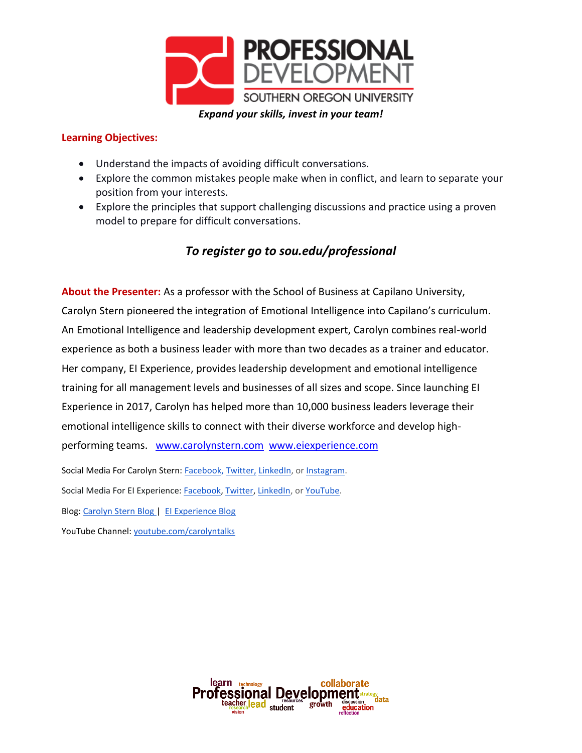PROFESSIONAL DEVELOPMENT

SOUTHERN OREGON UNIVERSITY

***Expand your skills, invest in your team!***

**Learning Objectives:**

- Understand the impacts of avoiding difficult conversations.
- Explore the common mistakes people make when in conflict, and learn to separate your position from your interests.
- Explore the principles that support challenging discussions and practice using a proven model to prepare for difficult conversations.

***To register go to sou.edu/professional***

**About the Presenter:** As a professor with the School of Business at Capilano University, Carolyn Stern pioneered the integration of Emotional Intelligence into Capilano's curriculum. An Emotional Intelligence and leadership development expert, Carolyn combines real-world experience as both a business leader with more than two decades as a trainer and educator. Her company, EI Experience, provides leadership development and emotional intelligence training for all management levels and businesses of all sizes and scope. Since launching EI Experience in 2017, Carolyn has helped more than 10,000 business leaders leverage their emotional intelligence skills to connect with their diverse workforce and develop high-performing teams. www.carolynstern.com www.eiexperience.com

Social Media For Carolyn Stern: Facebook, Twitter, LinkedIn, or Instagram.

Social Media For EI Experience: Facebook, Twitter, LinkedIn, or YouTube.

Blog: Carolyn Stern Blog | EI Experience Blog

YouTube Channel: youtube.com/carolyntalks